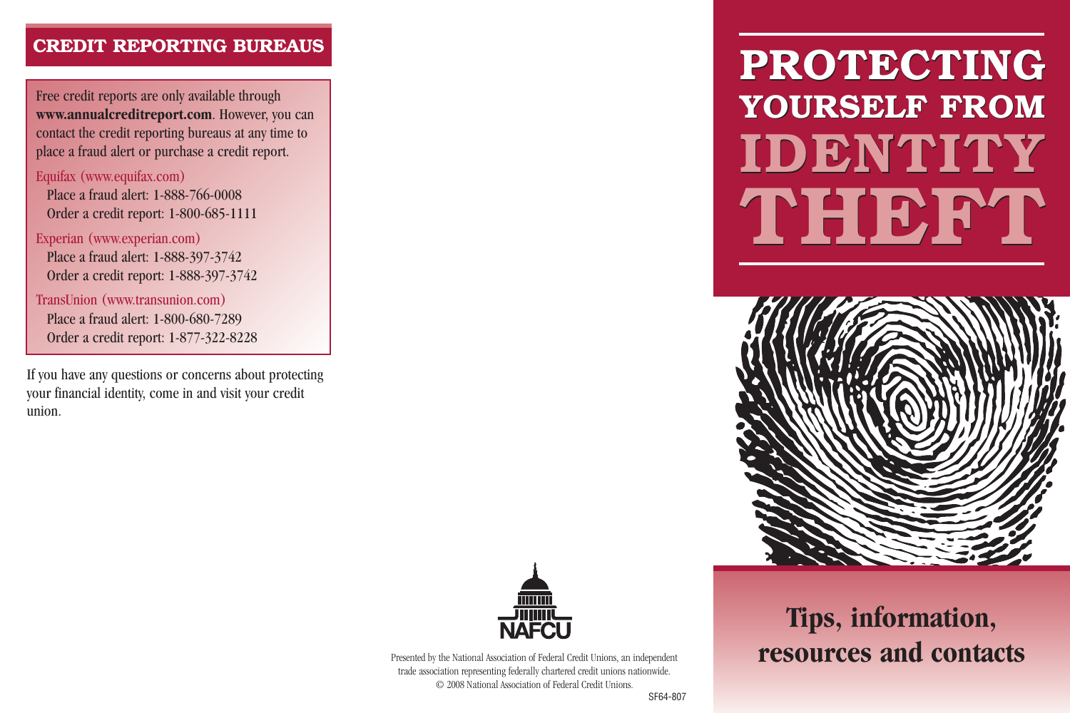## CREDIT REPORTING BUREAUS

Free credit reports are only available through **www.annualcreditreport.com**. However, you can contact the credit reporting bureaus at any time to place a fraud alert or purchase a credit report.

Equifax (www.equifax.com)
- Place a fraud alert: 1-888-766-0008
- Order a credit report: 1-800-685-1111

Experian (www.experian.com)
- Place a fraud alert: 1-888-397-3742
- Order a credit report: 1-888-397-3742

TransUnion (www.transunion.com)
- Place a fraud alert: 1-800-680-7289
- Order a credit report: 1-877-322-8228

If you have any questions or concerns about protecting your financial identity, come in and visit your credit union.

NAFCU

Presented by the National Association of Federal Credit Unions, an independent trade association representing federally chartered credit unions nationwide.
© 2008 National Association of Federal Credit Unions.

SF64-807

# PROTECTING YOURSELF FROM IDENTITY THEFT

## Tips, information, resources and contacts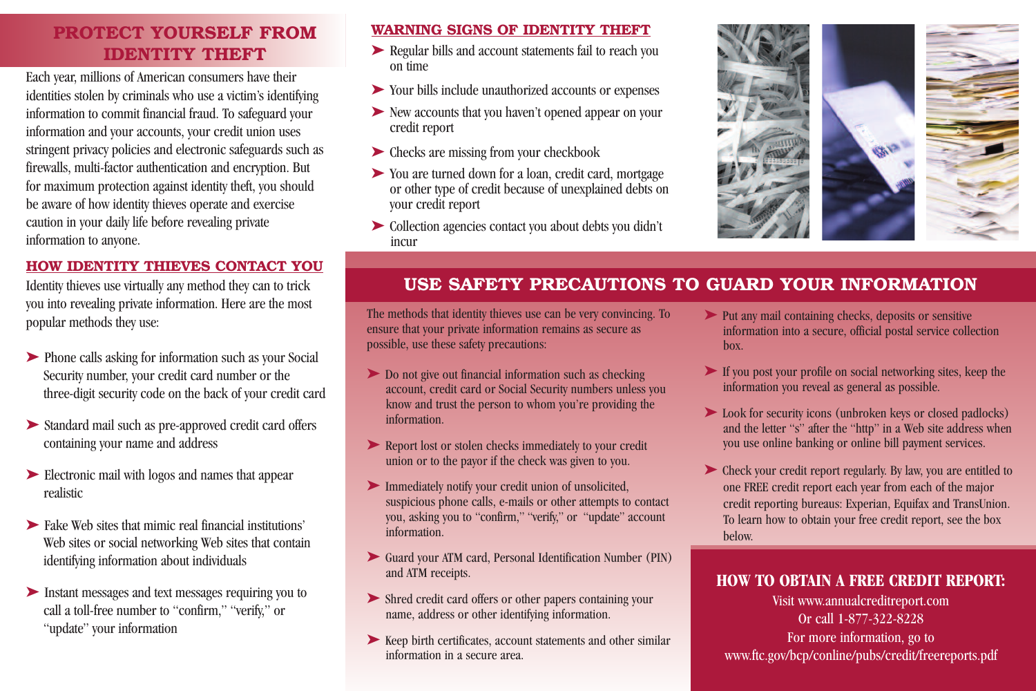## PROTECT YOURSELF FROM IDENTITY THEFT

Each year, millions of American consumers have their identities stolen by criminals who use a victim's identifying information to commit financial fraud. To safeguard your information and your accounts, your credit union uses stringent privacy policies and electronic safeguards such as firewalls, multi-factor authentication and encryption. But for maximum protection against identity theft, you should be aware of how identity thieves operate and exercise caution in your daily life before revealing private information to anyone.

### HOW IDENTITY THIEVES CONTACT YOU

Identity thieves use virtually any method they can to trick you into revealing private information. Here are the most popular methods they use:

- Phone calls asking for information such as your Social Security number, your credit card number or the three-digit security code on the back of your credit card
- Standard mail such as pre-approved credit card offers containing your name and address
- Electronic mail with logos and names that appear realistic
- Fake Web sites that mimic real financial institutions' Web sites or social networking Web sites that contain identifying information about individuals
- Instant messages and text messages requiring you to call a toll-free number to "confirm," "verify," or "update" your information

### WARNING SIGNS OF IDENTITY THEFT

- Regular bills and account statements fail to reach you on time
- Your bills include unauthorized accounts or expenses
- New accounts that you haven't opened appear on your credit report
- Checks are missing from your checkbook
- You are turned down for a loan, credit card, mortgage or other type of credit because of unexplained debts on your credit report
- Collection agencies contact you about debts you didn't incur

## USE SAFETY PRECAUTIONS TO GUARD YOUR INFORMATION

The methods that identity thieves use can be very convincing. To ensure that your private information remains as secure as possible, use these safety precautions:

- Do not give out financial information such as checking account, credit card or Social Security numbers unless you know and trust the person to whom you're providing the information.
- Report lost or stolen checks immediately to your credit union or to the payor if the check was given to you.
- Immediately notify your credit union of unsolicited, suspicious phone calls, e-mails or other attempts to contact you, asking you to "confirm," "verify," or "update" account information.
- Guard your ATM card, Personal Identification Number (PIN) and ATM receipts.
- Shred credit card offers or other papers containing your name, address or other identifying information.
- Keep birth certificates, account statements and other similar information in a secure area.
- Put any mail containing checks, deposits or sensitive information into a secure, official postal service collection box.
- If you post your profile on social networking sites, keep the information you reveal as general as possible.
- Look for security icons (unbroken keys or closed padlocks) and the letter "s" after the "http" in a Web site address when you use online banking or online bill payment services.
- Check your credit report regularly. By law, you are entitled to one FREE credit report each year from each of the major credit reporting bureaus: Experian, Equifax and TransUnion. To learn how to obtain your free credit report, see the box below.

### HOW TO OBTAIN A FREE CREDIT REPORT:

Visit www.annualcreditreport.com
Or call 1-877-322-8228
For more information, go to
www.ftc.gov/bcp/conline/pubs/credit/freereports.pdf